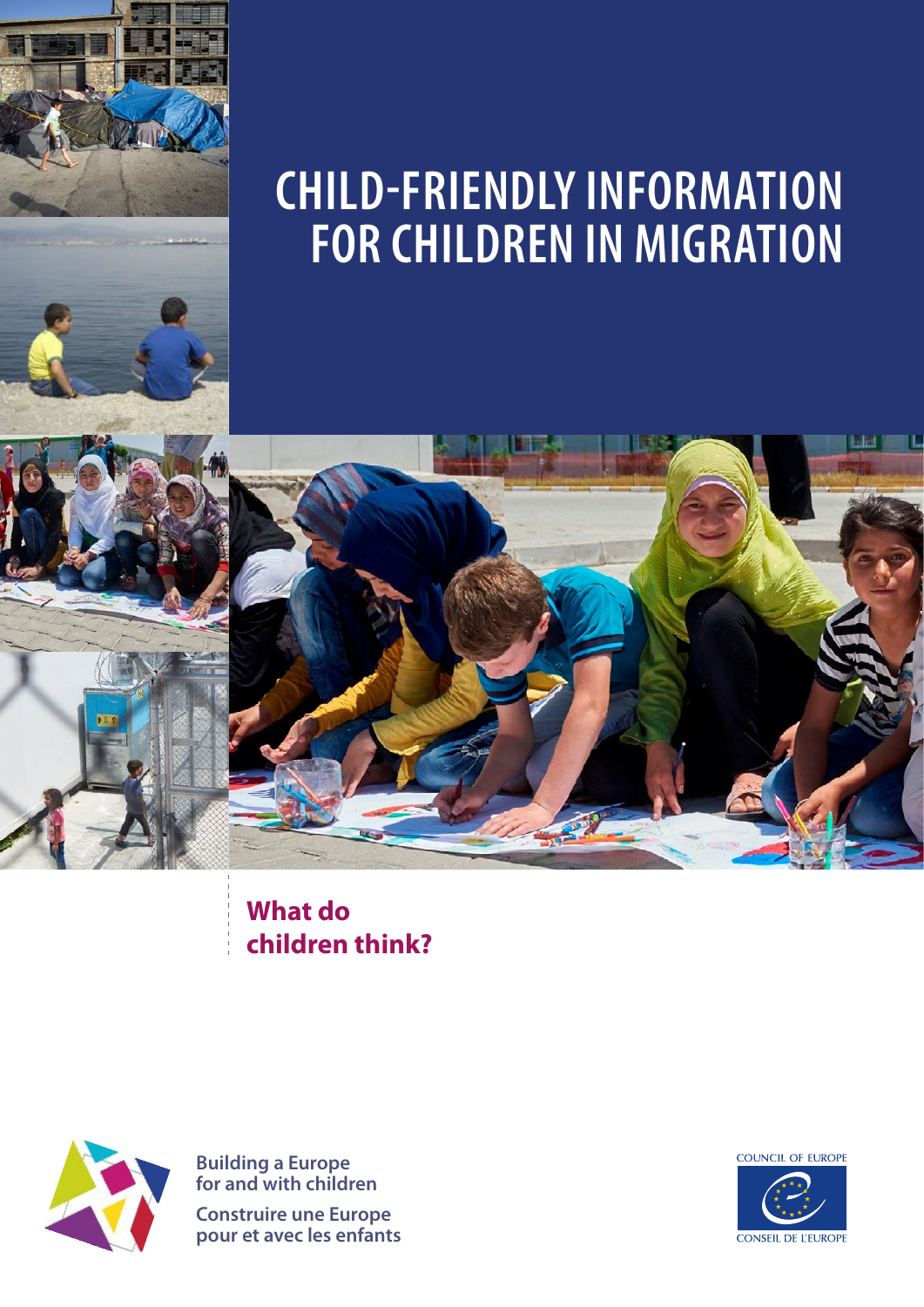# CHILD-FRIENDLY INFORMATION FOR CHILDREN IN MIGRATION

## What do children think?

Building a Europe for and with children

Construire une Europe pour et avec les enfants

COUNCIL OF EUROPE

CONSEIL DE L'EUROPE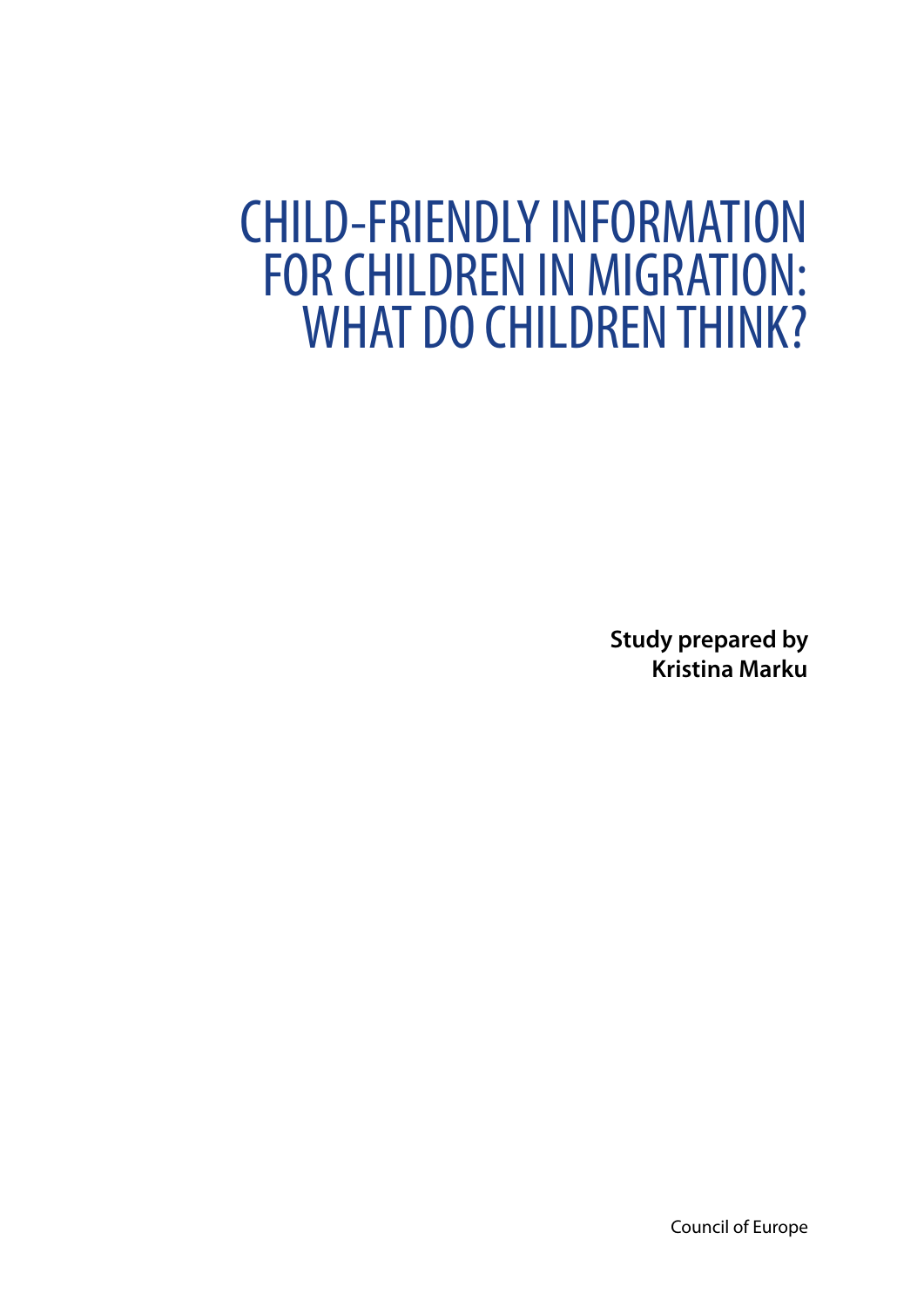# CHILD-FRIENDLY INFORMATION FOR CHILDREN IN MIGRATION: WHAT DO CHILDREN THINK?

**Study prepared by Kristina Marku**

Council of Europe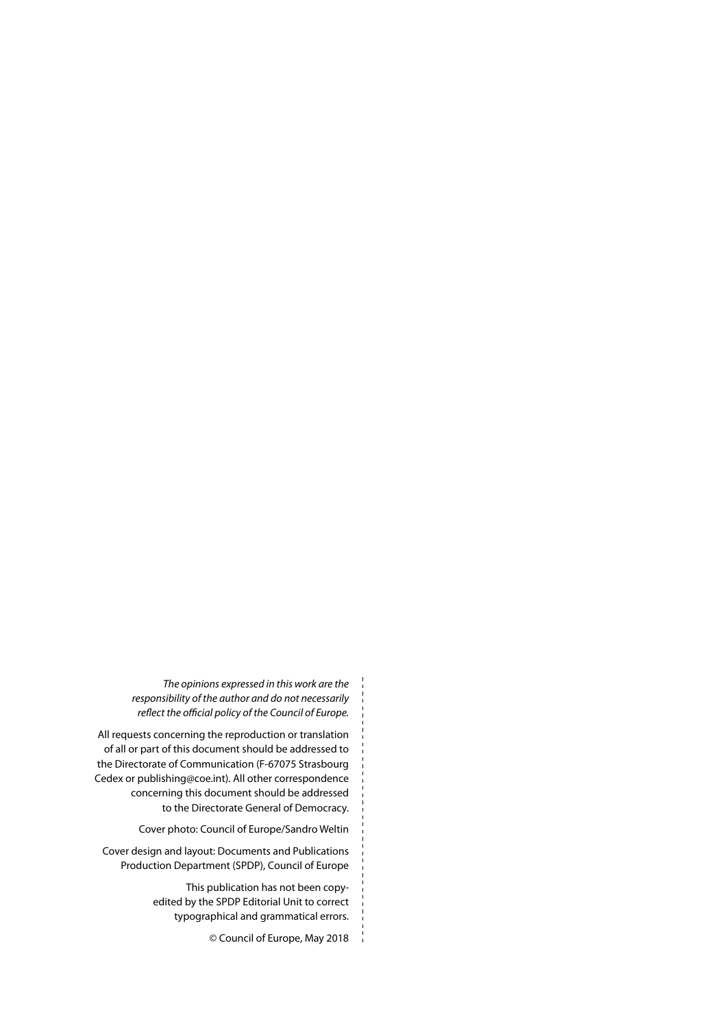*The opinions expressed in this work are the responsibility of the author and do not necessarily reflect the official policy of the Council of Europe.*

All requests concerning the reproduction or translation of all or part of this document should be addressed to the Directorate of Communication (F-67075 Strasbourg Cedex or publishing@coe.int). All other correspondence concerning this document should be addressed to the Directorate General of Democracy.

Cover photo: Council of Europe/Sandro Weltin

Cover design and layout: Documents and Publications Production Department (SPDP), Council of Europe

This publication has not been copy-edited by the SPDP Editorial Unit to correct typographical and grammatical errors.

© Council of Europe, May 2018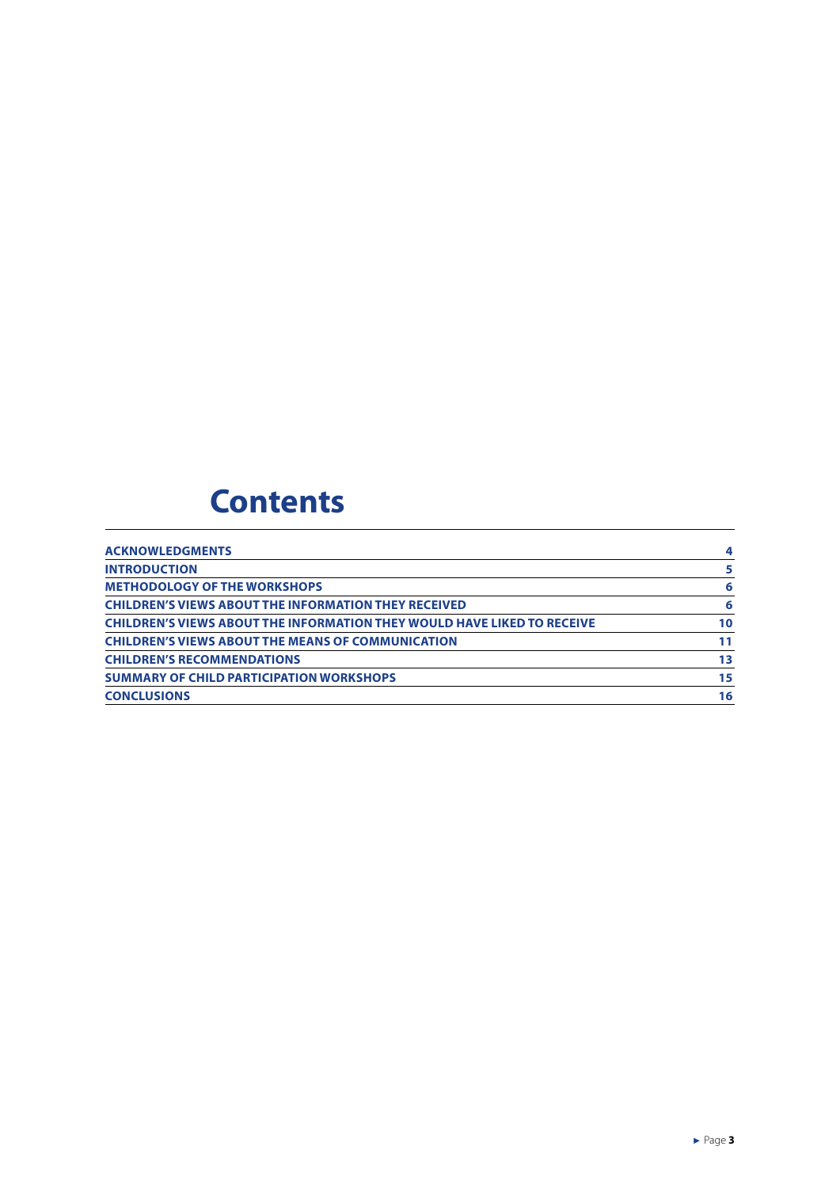# Contents

| | |
|---|---|
| ACKNOWLEDGMENTS | 4 |
| INTRODUCTION | 5 |
| METHODOLOGY OF THE WORKSHOPS | 6 |
| CHILDREN'S VIEWS ABOUT THE INFORMATION THEY RECEIVED | 6 |
| CHILDREN'S VIEWS ABOUT THE INFORMATION THEY WOULD HAVE LIKED TO RECEIVE | 10 |
| CHILDREN'S VIEWS ABOUT THE MEANS OF COMMUNICATION | 11 |
| CHILDREN'S RECOMMENDATIONS | 13 |
| SUMMARY OF CHILD PARTICIPATION WORKSHOPS | 15 |
| CONCLUSIONS | 16 |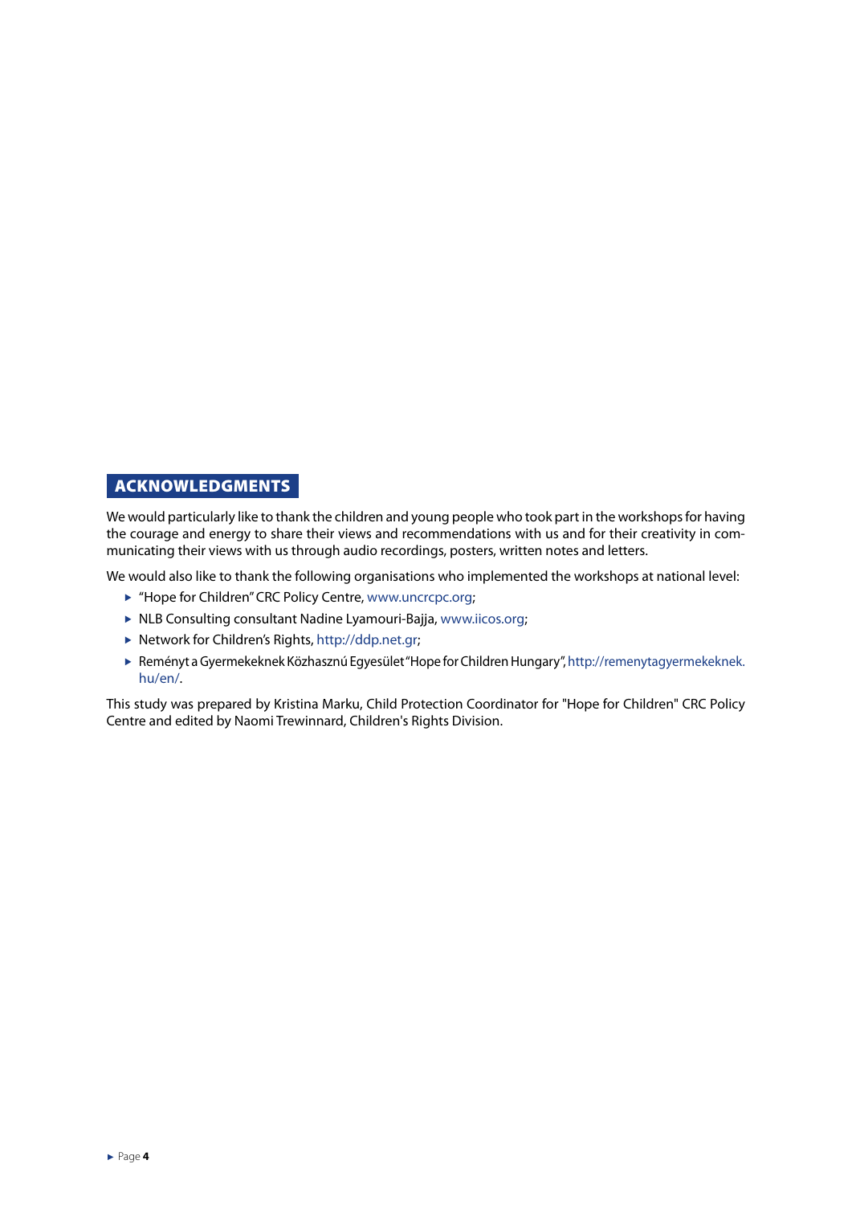## ACKNOWLEDGMENTS

We would particularly like to thank the children and young people who took part in the workshops for having the courage and energy to share their views and recommendations with us and for their creativity in communicating their views with us through audio recordings, posters, written notes and letters.

We would also like to thank the following organisations who implemented the workshops at national level:

- "Hope for Children" CRC Policy Centre, www.uncrcpc.org;
- NLB Consulting consultant Nadine Lyamouri-Bajja, www.iicos.org;
- Network for Children's Rights, http://ddp.net.gr;
- Reményt a Gyermekeknek Közhasznú Egyesület "Hope for Children Hungary", http://remenytagyermekeknek.hu/en/.

This study was prepared by Kristina Marku, Child Protection Coordinator for "Hope for Children" CRC Policy Centre and edited by Naomi Trewinnard, Children's Rights Division.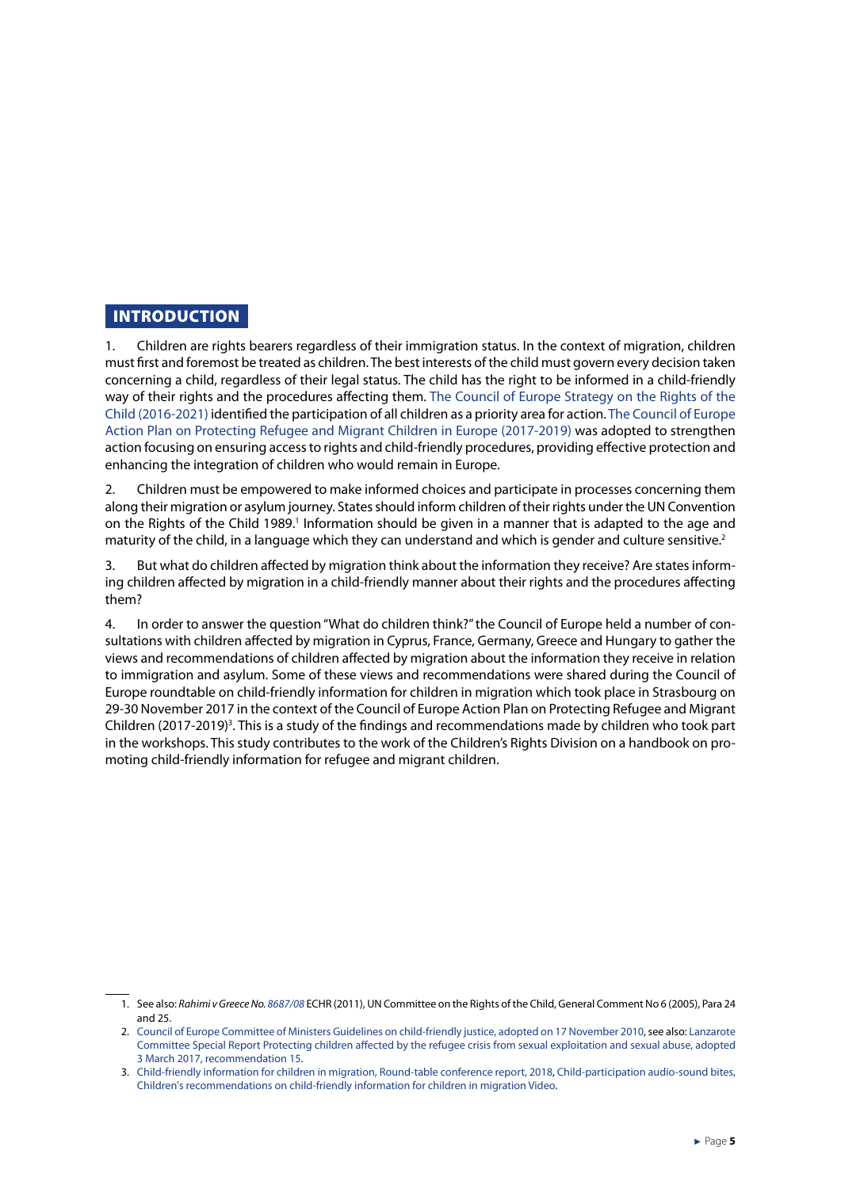# INTRODUCTION

1. Children are rights bearers regardless of their immigration status. In the context of migration, children must first and foremost be treated as children. The best interests of the child must govern every decision taken concerning a child, regardless of their legal status. The child has the right to be informed in a child-friendly way of their rights and the procedures affecting them. The Council of Europe Strategy on the Rights of the Child (2016-2021) identified the participation of all children as a priority area for action. The Council of Europe Action Plan on Protecting Refugee and Migrant Children in Europe (2017-2019) was adopted to strengthen action focusing on ensuring access to rights and child-friendly procedures, providing effective protection and enhancing the integration of children who would remain in Europe.

2. Children must be empowered to make informed choices and participate in processes concerning them along their migration or asylum journey. States should inform children of their rights under the UN Convention on the Rights of the Child 1989.[1] Information should be given in a manner that is adapted to the age and maturity of the child, in a language which they can understand and which is gender and culture sensitive.[2]

3. But what do children affected by migration think about the information they receive? Are states informing children affected by migration in a child-friendly manner about their rights and the procedures affecting them?

4. In order to answer the question "What do children think?" the Council of Europe held a number of consultations with children affected by migration in Cyprus, France, Germany, Greece and Hungary to gather the views and recommendations of children affected by migration about the information they receive in relation to immigration and asylum. Some of these views and recommendations were shared during the Council of Europe roundtable on child-friendly information for children in migration which took place in Strasbourg on 29-30 November 2017 in the context of the Council of Europe Action Plan on Protecting Refugee and Migrant Children (2017-2019)[3]. This is a study of the findings and recommendations made by children who took part in the workshops. This study contributes to the work of the Children's Rights Division on a handbook on promoting child-friendly information for refugee and migrant children.

---

1. See also: *Rahimi v Greece No. 8687/08* ECHR (2011), UN Committee on the Rights of the Child, General Comment No 6 (2005), Para 24 and 25.
2. Council of Europe Committee of Ministers Guidelines on child-friendly justice, adopted on 17 November 2010, see also: Lanzarote Committee Special Report Protecting children affected by the refugee crisis from sexual exploitation and sexual abuse, adopted 3 March 2017, recommendation 15.
3. Child-friendly information for children in migration, Round-table conference report, 2018, Child-participation audio-sound bites, Children's recommendations on child-friendly information for children in migration Video.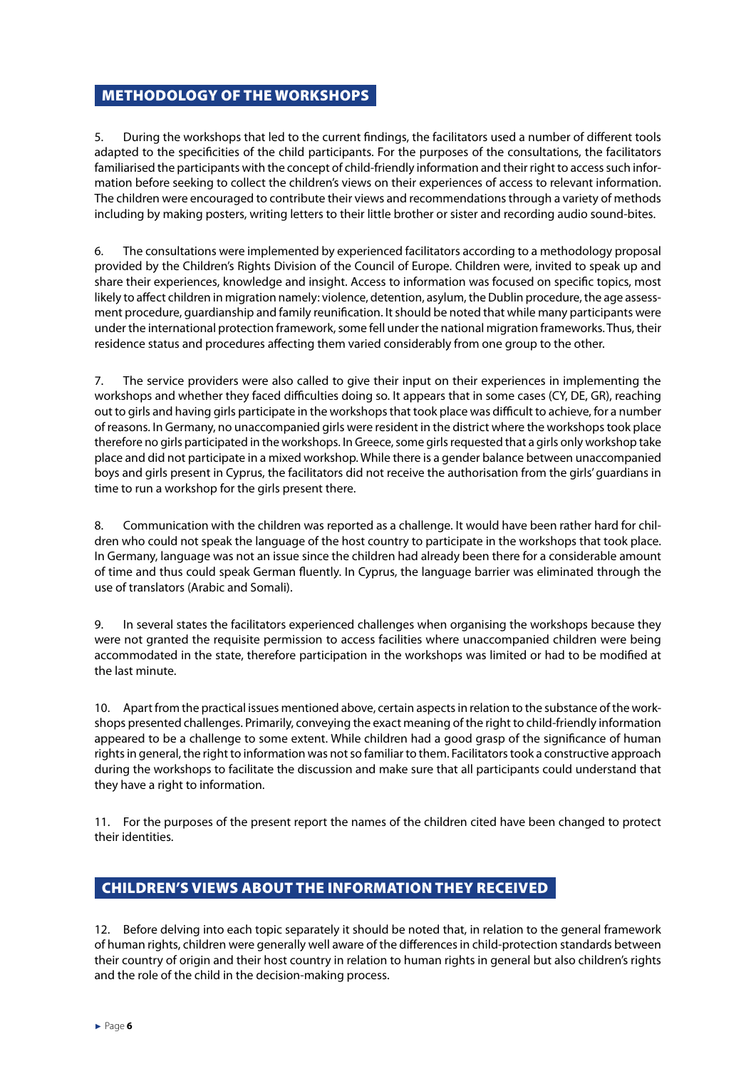## METHODOLOGY OF THE WORKSHOPS

5. During the workshops that led to the current findings, the facilitators used a number of different tools adapted to the specificities of the child participants. For the purposes of the consultations, the facilitators familiarised the participants with the concept of child-friendly information and their right to access such information before seeking to collect the children's views on their experiences of access to relevant information. The children were encouraged to contribute their views and recommendations through a variety of methods including by making posters, writing letters to their little brother or sister and recording audio sound-bites.

6. The consultations were implemented by experienced facilitators according to a methodology proposal provided by the Children's Rights Division of the Council of Europe. Children were, invited to speak up and share their experiences, knowledge and insight. Access to information was focused on specific topics, most likely to affect children in migration namely: violence, detention, asylum, the Dublin procedure, the age assessment procedure, guardianship and family reunification. It should be noted that while many participants were under the international protection framework, some fell under the national migration frameworks. Thus, their residence status and procedures affecting them varied considerably from one group to the other.

7. The service providers were also called to give their input on their experiences in implementing the workshops and whether they faced difficulties doing so. It appears that in some cases (CY, DE, GR), reaching out to girls and having girls participate in the workshops that took place was difficult to achieve, for a number of reasons. In Germany, no unaccompanied girls were resident in the district where the workshops took place therefore no girls participated in the workshops. In Greece, some girls requested that a girls only workshop take place and did not participate in a mixed workshop. While there is a gender balance between unaccompanied boys and girls present in Cyprus, the facilitators did not receive the authorisation from the girls' guardians in time to run a workshop for the girls present there.

8. Communication with the children was reported as a challenge. It would have been rather hard for children who could not speak the language of the host country to participate in the workshops that took place. In Germany, language was not an issue since the children had already been there for a considerable amount of time and thus could speak German fluently. In Cyprus, the language barrier was eliminated through the use of translators (Arabic and Somali).

9. In several states the facilitators experienced challenges when organising the workshops because they were not granted the requisite permission to access facilities where unaccompanied children were being accommodated in the state, therefore participation in the workshops was limited or had to be modified at the last minute.

10. Apart from the practical issues mentioned above, certain aspects in relation to the substance of the workshops presented challenges. Primarily, conveying the exact meaning of the right to child-friendly information appeared to be a challenge to some extent. While children had a good grasp of the significance of human rights in general, the right to information was not so familiar to them. Facilitators took a constructive approach during the workshops to facilitate the discussion and make sure that all participants could understand that they have a right to information.

11. For the purposes of the present report the names of the children cited have been changed to protect their identities.

## CHILDREN'S VIEWS ABOUT THE INFORMATION THEY RECEIVED

12. Before delving into each topic separately it should be noted that, in relation to the general framework of human rights, children were generally well aware of the differences in child-protection standards between their country of origin and their host country in relation to human rights in general but also children's rights and the role of the child in the decision-making process.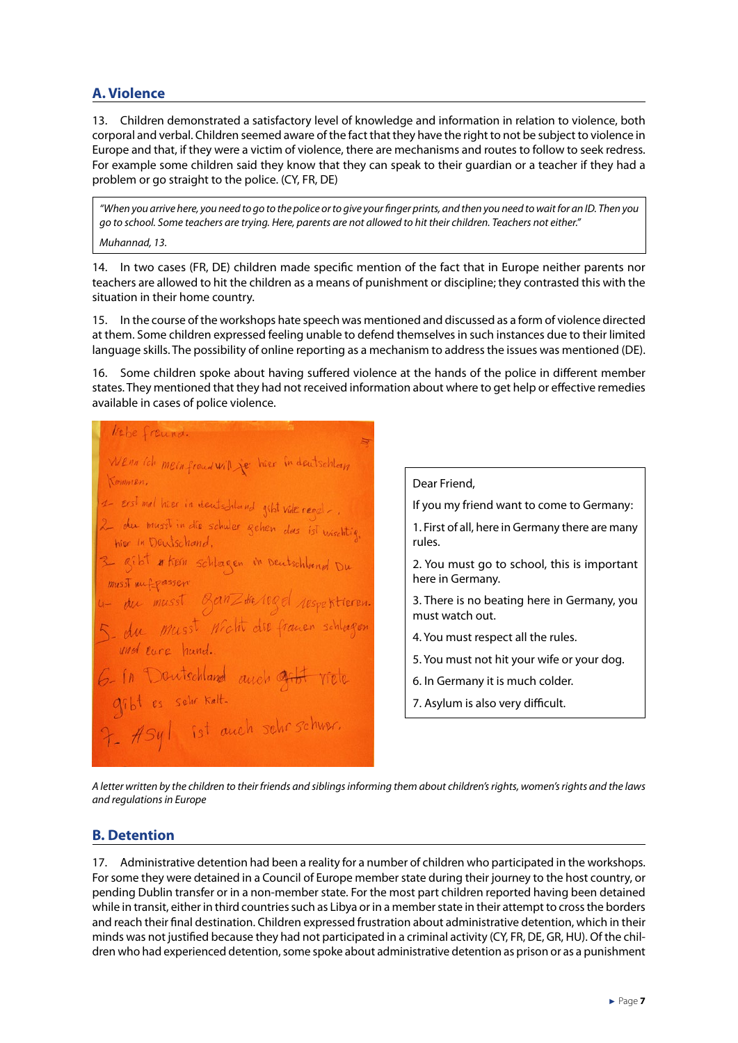## A. Violence

13. Children demonstrated a satisfactory level of knowledge and information in relation to violence, both corporal and verbal. Children seemed aware of the fact that they have the right to not be subject to violence in Europe and that, if they were a victim of violence, there are mechanisms and routes to follow to seek redress. For example some children said they know that they can speak to their guardian or a teacher if they had a problem or go straight to the police. (CY, FR, DE)

> *"When you arrive here, you need to go to the police or to give your finger prints, and then you need to wait for an ID. Then you go to school. Some teachers are trying. Here, parents are not allowed to hit their children. Teachers not either."*
>
> *Muhannad, 13.*

14. In two cases (FR, DE) children made specific mention of the fact that in Europe neither parents nor teachers are allowed to hit the children as a means of punishment or discipline; they contrasted this with the situation in their home country.

15. In the course of the workshops hate speech was mentioned and discussed as a form of violence directed at them. Some children expressed feeling unable to defend themselves in such instances due to their limited language skills. The possibility of online reporting as a mechanism to address the issues was mentioned (DE).

16. Some children spoke about having suffered violence at the hands of the police in different member states. They mentioned that they had not received information about where to get help or effective remedies available in cases of police violence.

liebe freund.

Wenn ich mein freund will sie hier in deutschland kommen.

1- erst mal hier in deutschland gibt viele regel.

2- du musst in die schuler gehen das ist wichtig hier in Deutschland.

3- gibt kein schlagen in Deutschland Du musst aufpassen

4- du musst ganz die regel respektieren.

5- du musst nicht die frauen schlagen und eure hund.

6- in Deutschland auch gibt viele gibt es sehr kalt.

7- Asyl ist auch sehr schwer.

Dear Friend,

If you my friend want to come to Germany:

1. First of all, here in Germany there are many rules.
2. You must go to school, this is important here in Germany.
3. There is no beating here in Germany, you must watch out.
4. You must respect all the rules.
5. You must not hit your wife or your dog.
6. In Germany it is much colder.
7. Asylum is also very difficult.

*A letter written by the children to their friends and siblings informing them about children's rights, women's rights and the laws and regulations in Europe*

## B. Detention

17. Administrative detention had been a reality for a number of children who participated in the workshops. For some they were detained in a Council of Europe member state during their journey to the host country, or pending Dublin transfer or in a non-member state. For the most part children reported having been detained while in transit, either in third countries such as Libya or in a member state in their attempt to cross the borders and reach their final destination. Children expressed frustration about administrative detention, which in their minds was not justified because they had not participated in a criminal activity (CY, FR, DE, GR, HU). Of the children who had experienced detention, some spoke about administrative detention as prison or as a punishment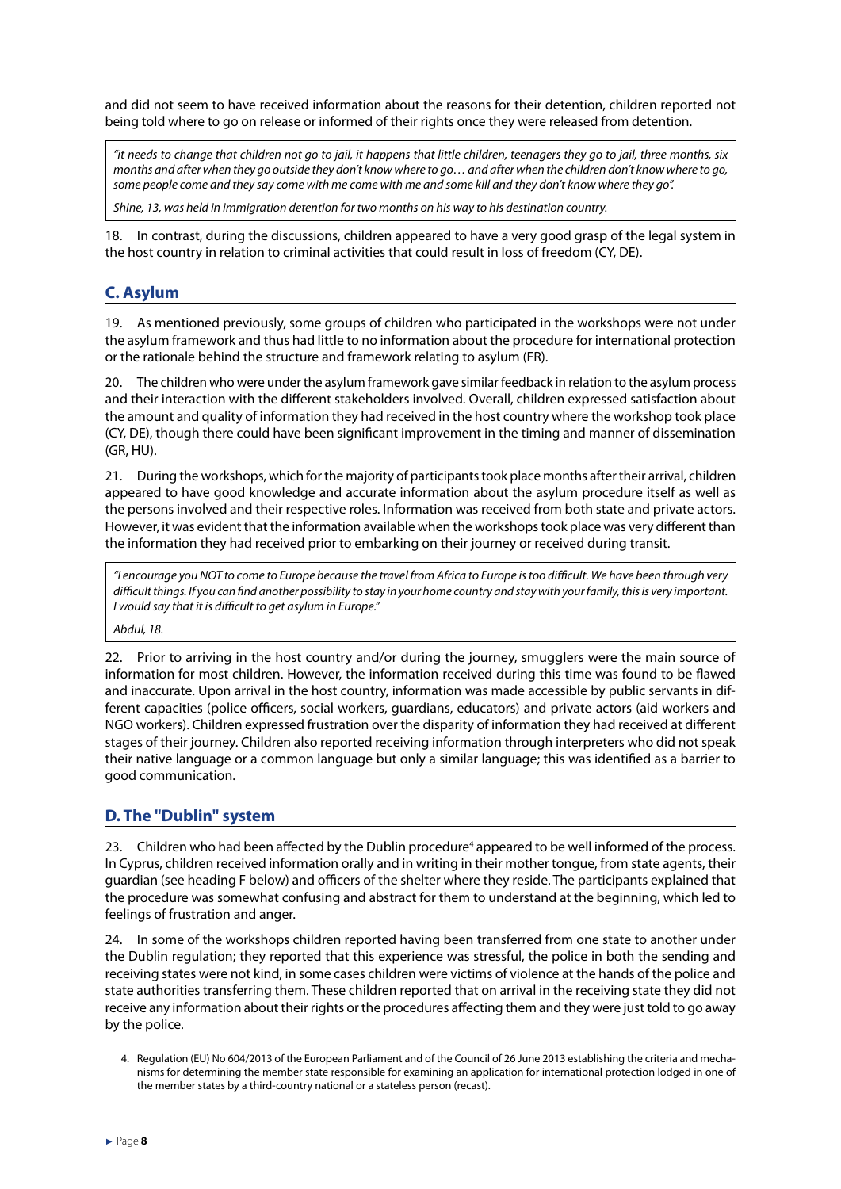and did not seem to have received information about the reasons for their detention, children reported not being told where to go on release or informed of their rights once they were released from detention.

> *"it needs to change that children not go to jail, it happens that little children, teenagers they go to jail, three months, six months and after when they go outside they don't know where to go… and after when the children don't know where to go, some people come and they say come with me come with me and some kill and they don't know where they go".*
>
> *Shine, 13, was held in immigration detention for two months on his way to his destination country.*

18. In contrast, during the discussions, children appeared to have a very good grasp of the legal system in the host country in relation to criminal activities that could result in loss of freedom (CY, DE).

## C. Asylum

19. As mentioned previously, some groups of children who participated in the workshops were not under the asylum framework and thus had little to no information about the procedure for international protection or the rationale behind the structure and framework relating to asylum (FR).

20. The children who were under the asylum framework gave similar feedback in relation to the asylum process and their interaction with the different stakeholders involved. Overall, children expressed satisfaction about the amount and quality of information they had received in the host country where the workshop took place (CY, DE), though there could have been significant improvement in the timing and manner of dissemination (GR, HU).

21. During the workshops, which for the majority of participants took place months after their arrival, children appeared to have good knowledge and accurate information about the asylum procedure itself as well as the persons involved and their respective roles. Information was received from both state and private actors. However, it was evident that the information available when the workshops took place was very different than the information they had received prior to embarking on their journey or received during transit.

> *"I encourage you NOT to come to Europe because the travel from Africa to Europe is too difficult. We have been through very difficult things. If you can find another possibility to stay in your home country and stay with your family, this is very important. I would say that it is difficult to get asylum in Europe."*
>
> *Abdul, 18.*

22. Prior to arriving in the host country and/or during the journey, smugglers were the main source of information for most children. However, the information received during this time was found to be flawed and inaccurate. Upon arrival in the host country, information was made accessible by public servants in different capacities (police officers, social workers, guardians, educators) and private actors (aid workers and NGO workers). Children expressed frustration over the disparity of information they had received at different stages of their journey. Children also reported receiving information through interpreters who did not speak their native language or a common language but only a similar language; this was identified as a barrier to good communication.

## D. The "Dublin" system

23. Children who had been affected by the Dublin procedure[4] appeared to be well informed of the process. In Cyprus, children received information orally and in writing in their mother tongue, from state agents, their guardian (see heading F below) and officers of the shelter where they reside. The participants explained that the procedure was somewhat confusing and abstract for them to understand at the beginning, which led to feelings of frustration and anger.

24. In some of the workshops children reported having been transferred from one state to another under the Dublin regulation; they reported that this experience was stressful, the police in both the sending and receiving states were not kind, in some cases children were victims of violence at the hands of the police and state authorities transferring them. These children reported that on arrival in the receiving state they did not receive any information about their rights or the procedures affecting them and they were just told to go away by the police.

4. Regulation (EU) No 604/2013 of the European Parliament and of the Council of 26 June 2013 establishing the criteria and mechanisms for determining the member state responsible for examining an application for international protection lodged in one of the member states by a third-country national or a stateless person (recast).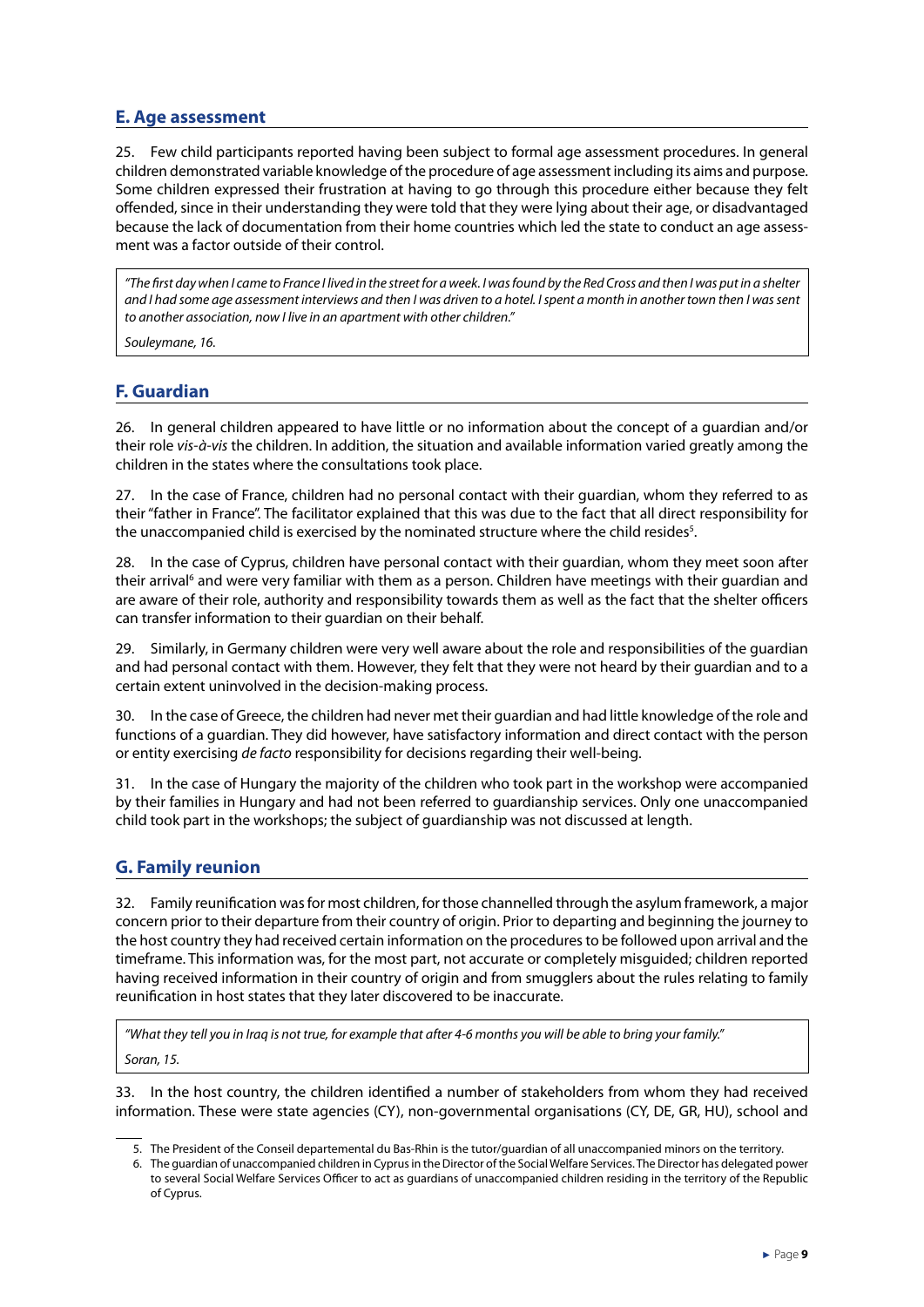## E. Age assessment

25. Few child participants reported having been subject to formal age assessment procedures. In general children demonstrated variable knowledge of the procedure of age assessment including its aims and purpose. Some children expressed their frustration at having to go through this procedure either because they felt offended, since in their understanding they were told that they were lying about their age, or disadvantaged because the lack of documentation from their home countries which led the state to conduct an age assessment was a factor outside of their control.

> *"The first day when I came to France I lived in the street for a week. I was found by the Red Cross and then I was put in a shelter and I had some age assessment interviews and then I was driven to a hotel. I spent a month in another town then I was sent to another association, now I live in an apartment with other children."*
>
> *Souleymane, 16.*

## F. Guardian

26. In general children appeared to have little or no information about the concept of a guardian and/or their role *vis-à-vis* the children. In addition, the situation and available information varied greatly among the children in the states where the consultations took place.

27. In the case of France, children had no personal contact with their guardian, whom they referred to as their "father in France". The facilitator explained that this was due to the fact that all direct responsibility for the unaccompanied child is exercised by the nominated structure where the child resides[5].

28. In the case of Cyprus, children have personal contact with their guardian, whom they meet soon after their arrival[6] and were very familiar with them as a person. Children have meetings with their guardian and are aware of their role, authority and responsibility towards them as well as the fact that the shelter officers can transfer information to their guardian on their behalf.

29. Similarly, in Germany children were very well aware about the role and responsibilities of the guardian and had personal contact with them. However, they felt that they were not heard by their guardian and to a certain extent uninvolved in the decision-making process.

30. In the case of Greece, the children had never met their guardian and had little knowledge of the role and functions of a guardian. They did however, have satisfactory information and direct contact with the person or entity exercising *de facto* responsibility for decisions regarding their well-being.

31. In the case of Hungary the majority of the children who took part in the workshop were accompanied by their families in Hungary and had not been referred to guardianship services. Only one unaccompanied child took part in the workshops; the subject of guardianship was not discussed at length.

## G. Family reunion

32. Family reunification was for most children, for those channelled through the asylum framework, a major concern prior to their departure from their country of origin. Prior to departing and beginning the journey to the host country they had received certain information on the procedures to be followed upon arrival and the timeframe. This information was, for the most part, not accurate or completely misguided; children reported having received information in their country of origin and from smugglers about the rules relating to family reunification in host states that they later discovered to be inaccurate.

> *"What they tell you in Iraq is not true, for example that after 4-6 months you will be able to bring your family."*
>
> *Soran, 15.*

33. In the host country, the children identified a number of stakeholders from whom they had received information. These were state agencies (CY), non-governmental organisations (CY, DE, GR, HU), school and

---

5. The President of the Conseil departemental du Bas-Rhin is the tutor/guardian of all unaccompanied minors on the territory.

6. The guardian of unaccompanied children in Cyprus in the Director of the Social Welfare Services. The Director has delegated power to several Social Welfare Services Officer to act as guardians of unaccompanied children residing in the territory of the Republic of Cyprus.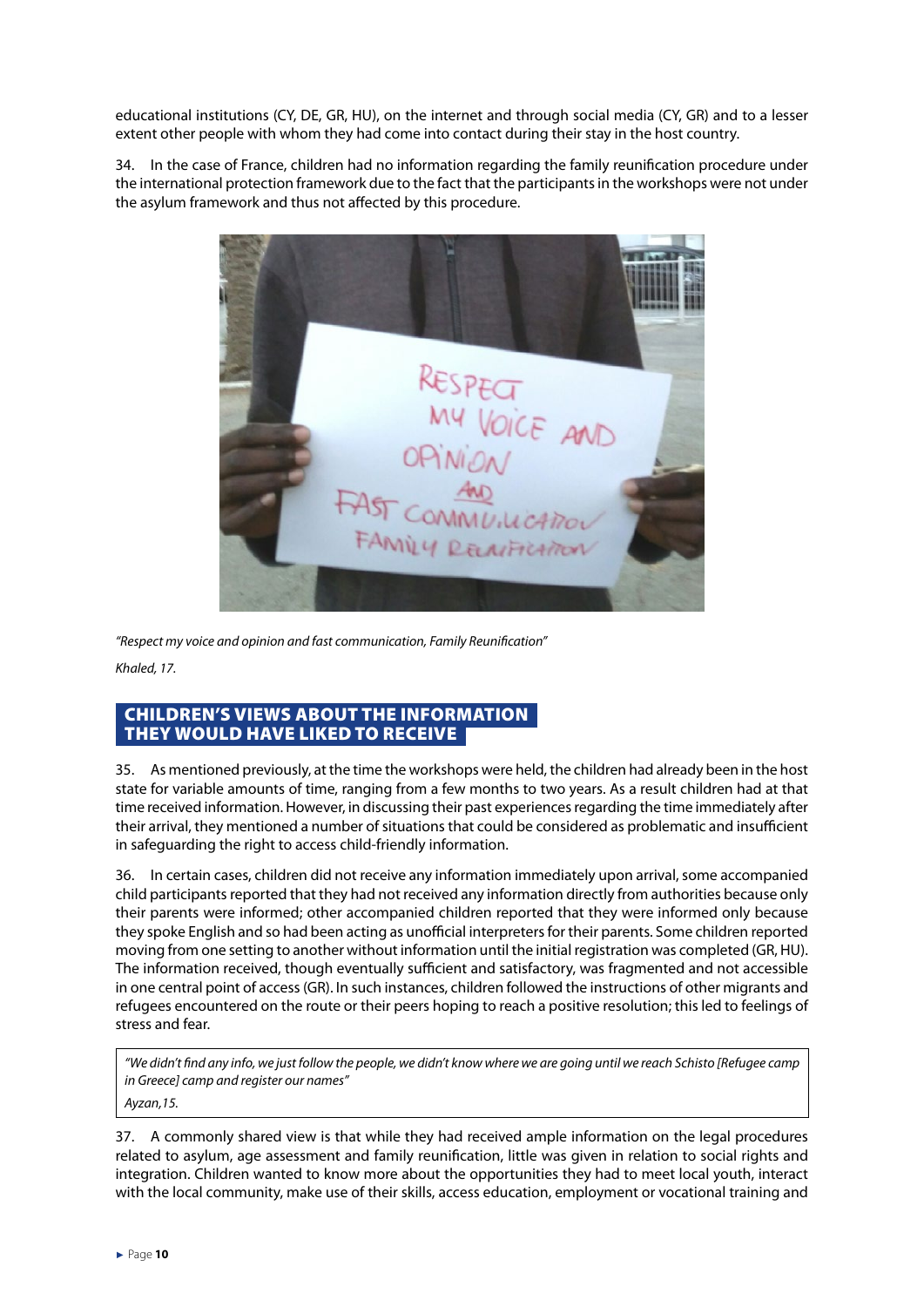educational institutions (CY, DE, GR, HU), on the internet and through social media (CY, GR) and to a lesser extent other people with whom they had come into contact during their stay in the host country.

34. In the case of France, children had no information regarding the family reunification procedure under the international protection framework due to the fact that the participants in the workshops were not under the asylum framework and thus not affected by this procedure.

*"Respect my voice and opinion and fast communication, Family Reunification"*

*Khaled, 17.*

## CHILDREN'S VIEWS ABOUT THE INFORMATION THEY WOULD HAVE LIKED TO RECEIVE

35. As mentioned previously, at the time the workshops were held, the children had already been in the host state for variable amounts of time, ranging from a few months to two years. As a result children had at that time received information. However, in discussing their past experiences regarding the time immediately after their arrival, they mentioned a number of situations that could be considered as problematic and insufficient in safeguarding the right to access child-friendly information.

36. In certain cases, children did not receive any information immediately upon arrival, some accompanied child participants reported that they had not received any information directly from authorities because only their parents were informed; other accompanied children reported that they were informed only because they spoke English and so had been acting as unofficial interpreters for their parents. Some children reported moving from one setting to another without information until the initial registration was completed (GR, HU). The information received, though eventually sufficient and satisfactory, was fragmented and not accessible in one central point of access (GR). In such instances, children followed the instructions of other migrants and refugees encountered on the route or their peers hoping to reach a positive resolution; this led to feelings of stress and fear.

> *"We didn't find any info, we just follow the people, we didn't know where we are going until we reach Schisto [Refugee camp in Greece] camp and register our names"*
>
> *Ayzan,15.*

37. A commonly shared view is that while they had received ample information on the legal procedures related to asylum, age assessment and family reunification, little was given in relation to social rights and integration. Children wanted to know more about the opportunities they had to meet local youth, interact with the local community, make use of their skills, access education, employment or vocational training and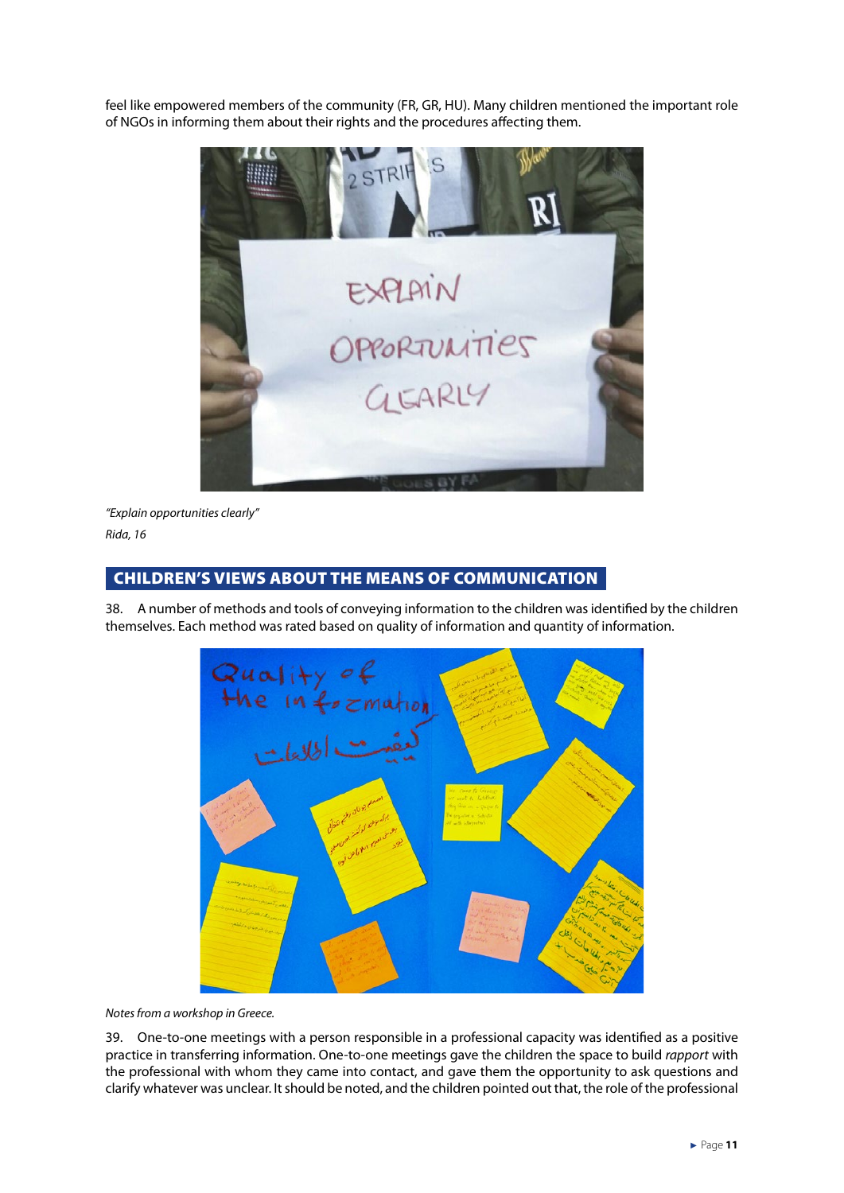feel like empowered members of the community (FR, GR, HU). Many children mentioned the important role of NGOs in informing them about their rights and the procedures affecting them.

*"Explain opportunities clearly"*

*Rida, 16*

## CHILDREN'S VIEWS ABOUT THE MEANS OF COMMUNICATION

38. A number of methods and tools of conveying information to the children was identified by the children themselves. Each method was rated based on quality of information and quantity of information.

*Notes from a workshop in Greece.*

39. One-to-one meetings with a person responsible in a professional capacity was identified as a positive practice in transferring information. One-to-one meetings gave the children the space to build *rapport* with the professional with whom they came into contact, and gave them the opportunity to ask questions and clarify whatever was unclear. It should be noted, and the children pointed out that, the role of the professional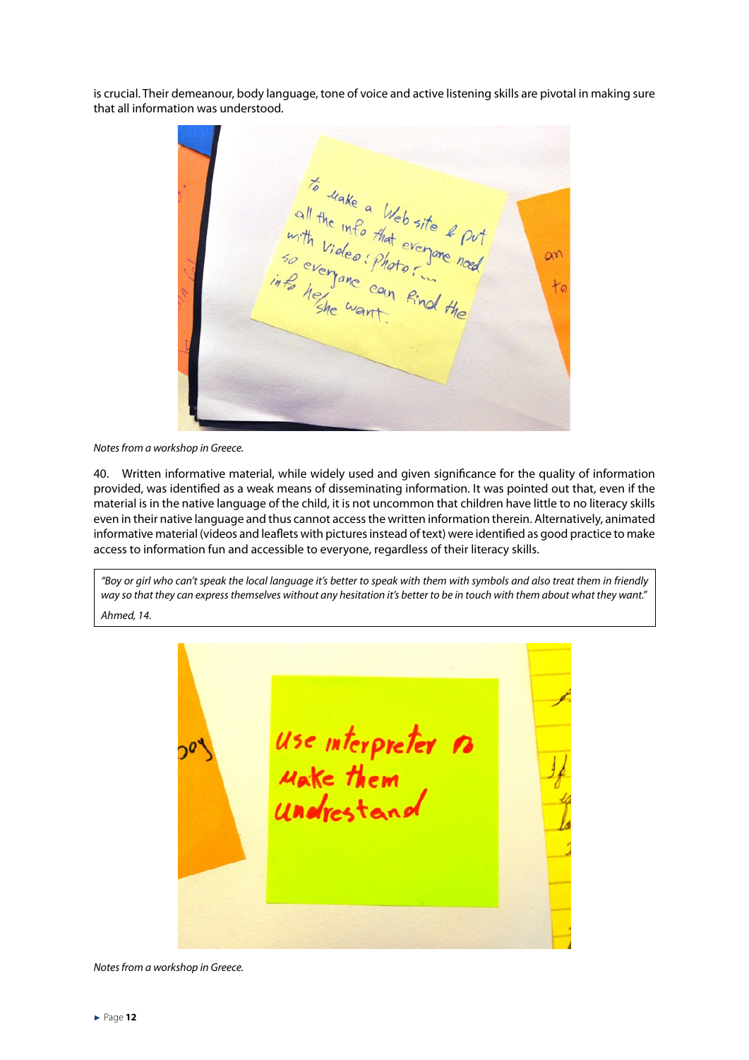is crucial. Their demeanour, body language, tone of voice and active listening skills are pivotal in making sure that all information was understood.

*Notes from a workshop in Greece.*

40. Written informative material, while widely used and given significance for the quality of information provided, was identified as a weak means of disseminating information. It was pointed out that, even if the material is in the native language of the child, it is not uncommon that children have little to no literacy skills even in their native language and thus cannot access the written information therein. Alternatively, animated informative material (videos and leaflets with pictures instead of text) were identified as good practice to make access to information fun and accessible to everyone, regardless of their literacy skills.

> *"Boy or girl who can't speak the local language it's better to speak with them with symbols and also treat them in friendly way so that they can express themselves without any hesitation it's better to be in touch with them about what they want."*
>
> *Ahmed, 14.*

*Notes from a workshop in Greece.*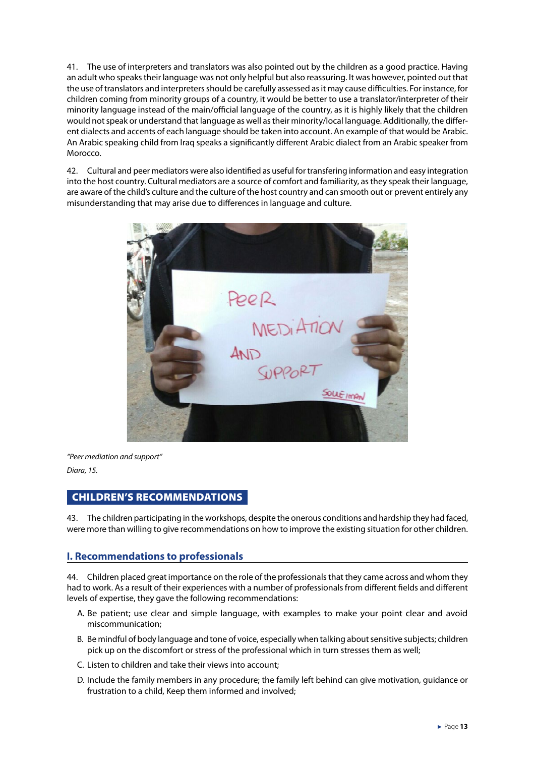41. The use of interpreters and translators was also pointed out by the children as a good practice. Having an adult who speaks their language was not only helpful but also reassuring. It was however, pointed out that the use of translators and interpreters should be carefully assessed as it may cause difficulties. For instance, for children coming from minority groups of a country, it would be better to use a translator/interpreter of their minority language instead of the main/official language of the country, as it is highly likely that the children would not speak or understand that language as well as their minority/local language. Additionally, the different dialects and accents of each language should be taken into account. An example of that would be Arabic. An Arabic speaking child from Iraq speaks a significantly different Arabic dialect from an Arabic speaker from Morocco.

42. Cultural and peer mediators were also identified as useful for transfering information and easy integration into the host country. Cultural mediators are a source of comfort and familiarity, as they speak their language, are aware of the child's culture and the culture of the host country and can smooth out or prevent entirely any misunderstanding that may arise due to differences in language and culture.

*"Peer mediation and support"*

*Diara, 15.*

## CHILDREN'S RECOMMENDATIONS

43. The children participating in the workshops, despite the onerous conditions and hardship they had faced, were more than willing to give recommendations on how to improve the existing situation for other children.

### I. Recommendations to professionals

44. Children placed great importance on the role of the professionals that they came across and whom they had to work. As a result of their experiences with a number of professionals from different fields and different levels of expertise, they gave the following recommendations:

A. Be patient; use clear and simple language, with examples to make your point clear and avoid miscommunication;

B. Be mindful of body language and tone of voice, especially when talking about sensitive subjects; children pick up on the discomfort or stress of the professional which in turn stresses them as well;

C. Listen to children and take their views into account;

D. Include the family members in any procedure; the family left behind can give motivation, guidance or frustration to a child, Keep them informed and involved;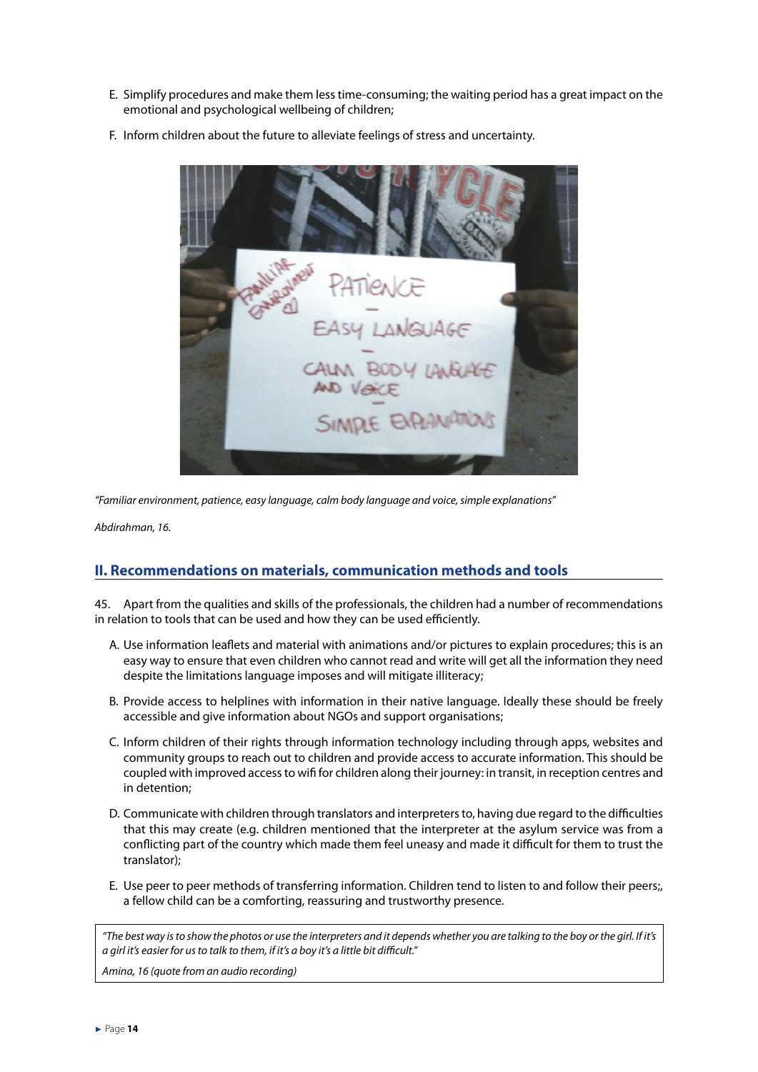E. Simplify procedures and make them less time-consuming; the waiting period has a great impact on the emotional and psychological wellbeing of children;

F. Inform children about the future to alleviate feelings of stress and uncertainty.

*"Familiar environment, patience, easy language, calm body language and voice, simple explanations"*

*Abdirahman, 16.*

## II. Recommendations on materials, communication methods and tools

45. Apart from the qualities and skills of the professionals, the children had a number of recommendations in relation to tools that can be used and how they can be used efficiently.

A. Use information leaflets and material with animations and/or pictures to explain procedures; this is an easy way to ensure that even children who cannot read and write will get all the information they need despite the limitations language imposes and will mitigate illiteracy;

B. Provide access to helplines with information in their native language. Ideally these should be freely accessible and give information about NGOs and support organisations;

C. Inform children of their rights through information technology including through apps, websites and community groups to reach out to children and provide access to accurate information. This should be coupled with improved access to wifi for children along their journey: in transit, in reception centres and in detention;

D. Communicate with children through translators and interpreters to, having due regard to the difficulties that this may create (e.g. children mentioned that the interpreter at the asylum service was from a conflicting part of the country which made them feel uneasy and made it difficult for them to trust the translator);

E. Use peer to peer methods of transferring information. Children tend to listen to and follow their peers;, a fellow child can be a comforting, reassuring and trustworthy presence.

*"The best way is to show the photos or use the interpreters and it depends whether you are talking to the boy or the girl. If it's a girl it's easier for us to talk to them, if it's a boy it's a little bit difficult."*

*Amina, 16 (quote from an audio recording)*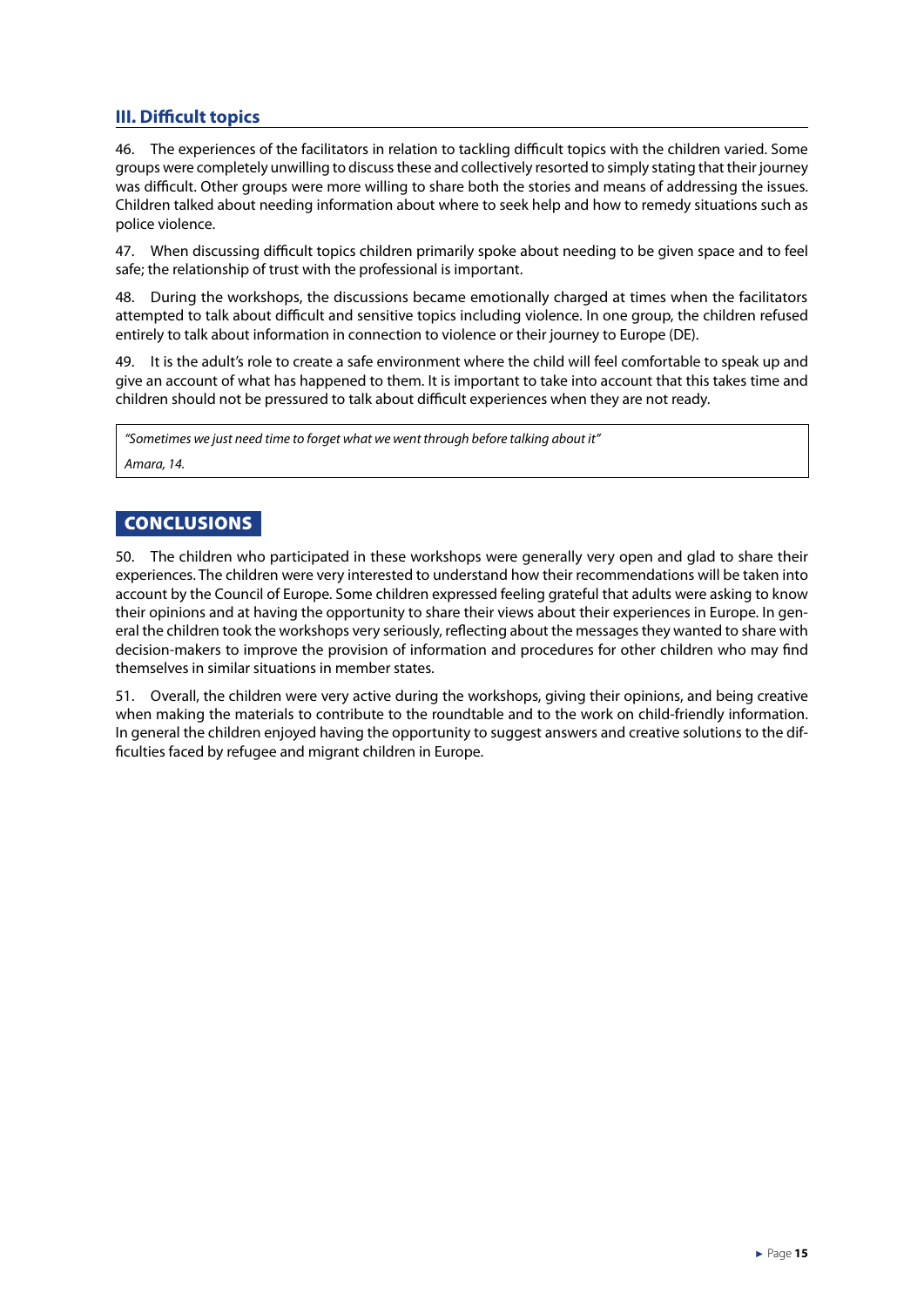### III. Difficult topics

46. The experiences of the facilitators in relation to tackling difficult topics with the children varied. Some groups were completely unwilling to discuss these and collectively resorted to simply stating that their journey was difficult. Other groups were more willing to share both the stories and means of addressing the issues. Children talked about needing information about where to seek help and how to remedy situations such as police violence.

47. When discussing difficult topics children primarily spoke about needing to be given space and to feel safe; the relationship of trust with the professional is important.

48. During the workshops, the discussions became emotionally charged at times when the facilitators attempted to talk about difficult and sensitive topics including violence. In one group, the children refused entirely to talk about information in connection to violence or their journey to Europe (DE).

49. It is the adult's role to create a safe environment where the child will feel comfortable to speak up and give an account of what has happened to them. It is important to take into account that this takes time and children should not be pressured to talk about difficult experiences when they are not ready.

> *"Sometimes we just need time to forget what we went through before talking about it"*
>
> *Amara, 14.*

## CONCLUSIONS

50. The children who participated in these workshops were generally very open and glad to share their experiences. The children were very interested to understand how their recommendations will be taken into account by the Council of Europe. Some children expressed feeling grateful that adults were asking to know their opinions and at having the opportunity to share their views about their experiences in Europe. In general the children took the workshops very seriously, reflecting about the messages they wanted to share with decision-makers to improve the provision of information and procedures for other children who may find themselves in similar situations in member states.

51. Overall, the children were very active during the workshops, giving their opinions, and being creative when making the materials to contribute to the roundtable and to the work on child-friendly information. In general the children enjoyed having the opportunity to suggest answers and creative solutions to the difficulties faced by refugee and migrant children in Europe.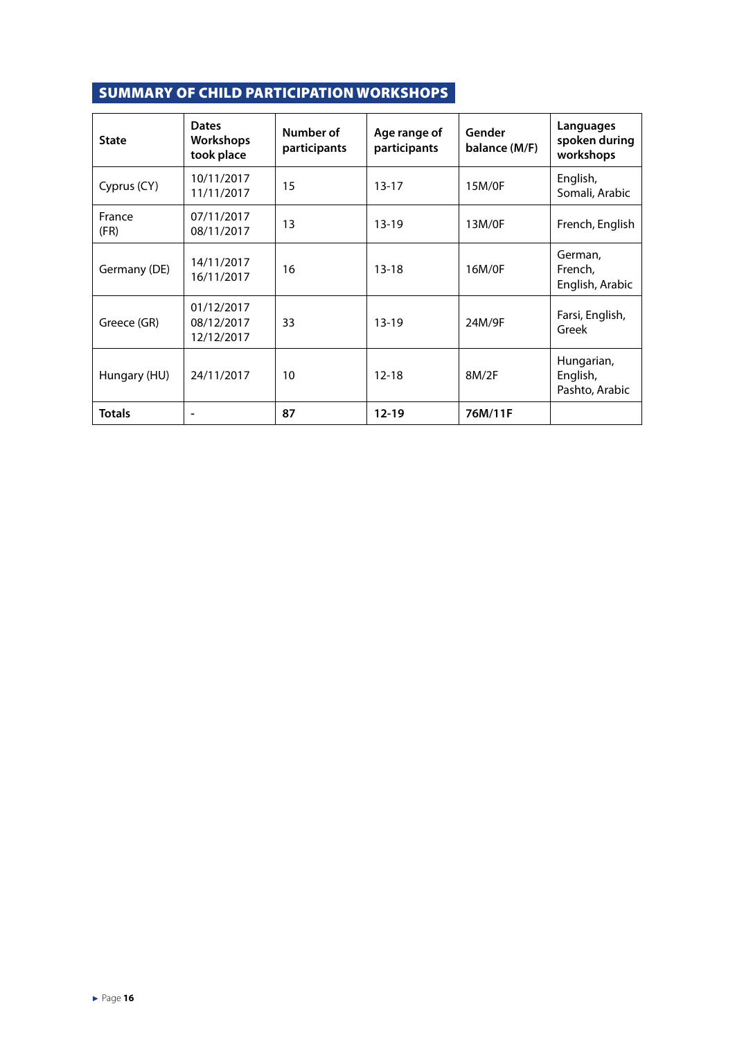## SUMMARY OF CHILD PARTICIPATION WORKSHOPS

| State | Dates Workshops took place | Number of participants | Age range of participants | Gender balance (M/F) | Languages spoken during workshops |
|---|---|---|---|---|---|
| Cyprus (CY) | 10/11/2017 11/11/2017 | 15 | 13-17 | 15M/0F | English, Somali, Arabic |
| France (FR) | 07/11/2017 08/11/2017 | 13 | 13-19 | 13M/0F | French, English |
| Germany (DE) | 14/11/2017 16/11/2017 | 16 | 13-18 | 16M/0F | German, French, English, Arabic |
| Greece (GR) | 01/12/2017 08/12/2017 12/12/2017 | 33 | 13-19 | 24M/9F | Farsi, English, Greek |
| Hungary (HU) | 24/11/2017 | 10 | 12-18 | 8M/2F | Hungarian, English, Pashto, Arabic |
| **Totals** | - | **87** | **12-19** | **76M/11F** | |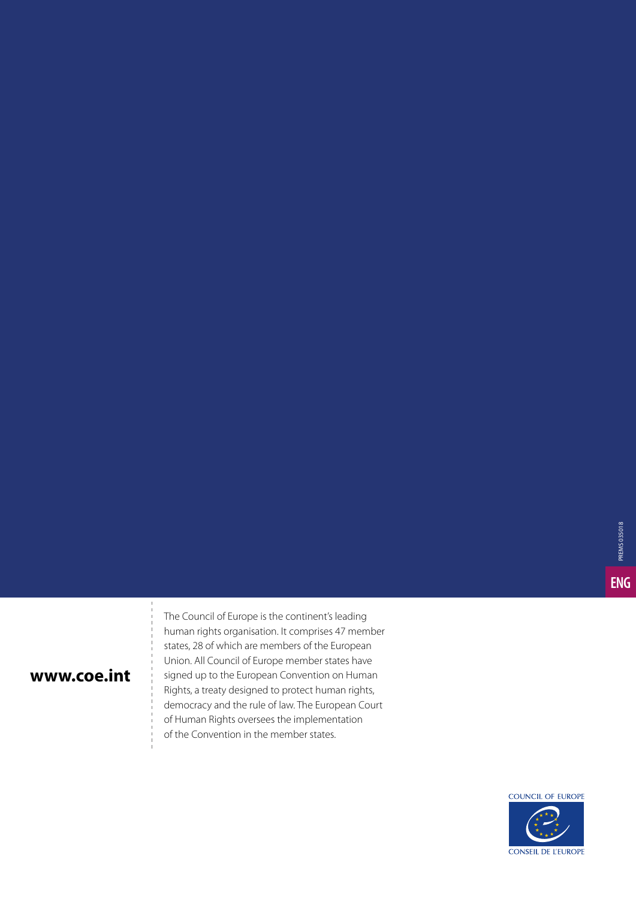PREMS 035018

ENG

**www.coe.int**

The Council of Europe is the continent's leading human rights organisation. It comprises 47 member states, 28 of which are members of the European Union. All Council of Europe member states have signed up to the European Convention on Human Rights, a treaty designed to protect human rights, democracy and the rule of law. The European Court of Human Rights oversees the implementation of the Convention in the member states.

COUNCIL OF EUROPE

CONSEIL DE L'EUROPE